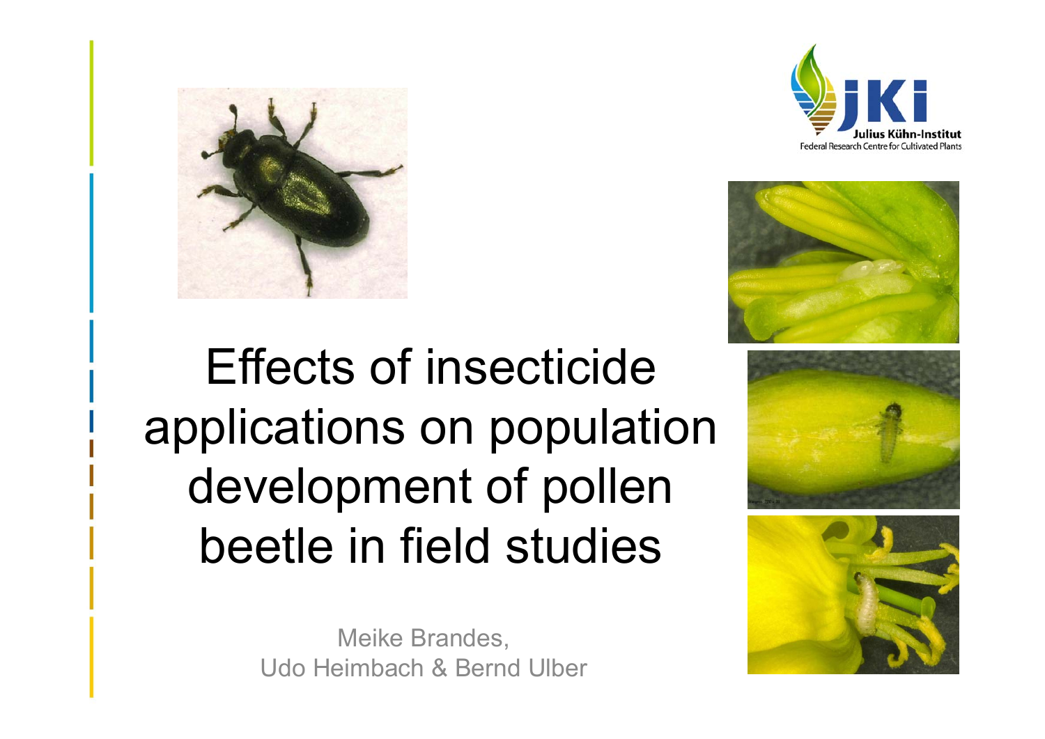# Effects of insecticide applications on population development of pollen beetle in field studies

Meike Brandes,
Udo Heimbach & Bernd Ulber

Julius Kühn-Institut
Federal Research Centre for Cultivated Plants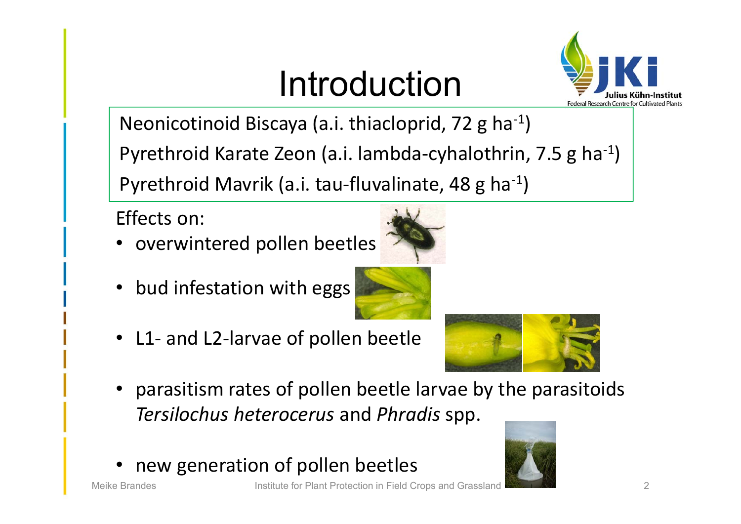# Introduction

Neonicotinoid Biscaya (a.i. thiacloprid, 72 g $ha^{-1}$)

Pyrethroid Karate Zeon (a.i. lambda-cyhalothrin, 7.5 g $ha^{-1}$)

Pyrethroid Mavrik (a.i. tau-fluvalinate, 48 g $ha^{-1}$)

Effects on:

- overwintered pollen beetles
- bud infestation with eggs
- L1- and L2-larvae of pollen beetle
- parasitism rates of pollen beetle larvae by the parasitoids *Tersilochus heterocerus* and *Phradis* spp.
- new generation of pollen beetles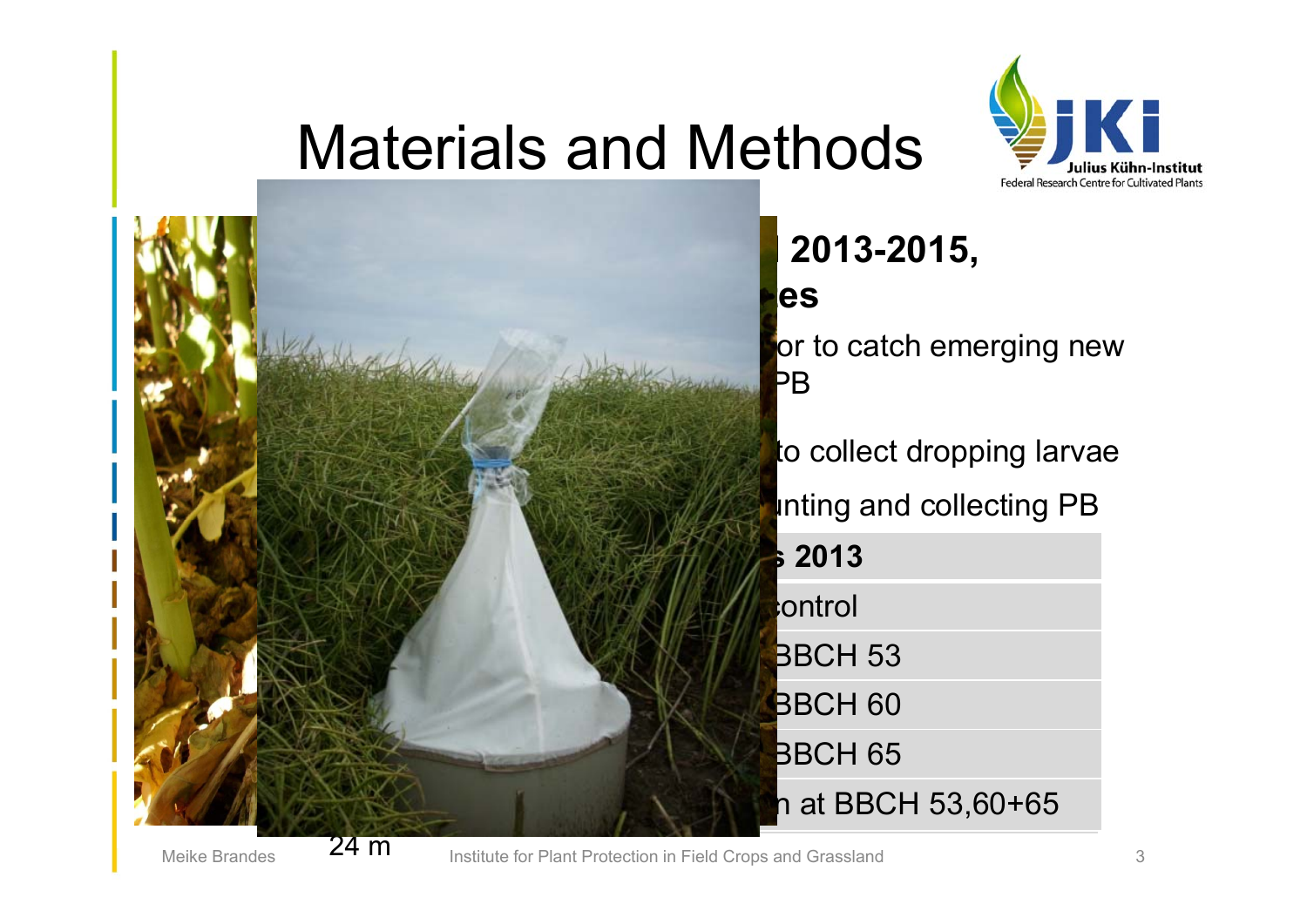# Materials and Methods

2013-2015,

es

or to catch emerging new PB

to collect dropping larvae

unting and collecting PB

| s 2013 |
| --- |
| control |
| BBCH 53 |
| BBCH 60 |
| BBCH 65 |
| n at BBCH 53,60+65 |

24 m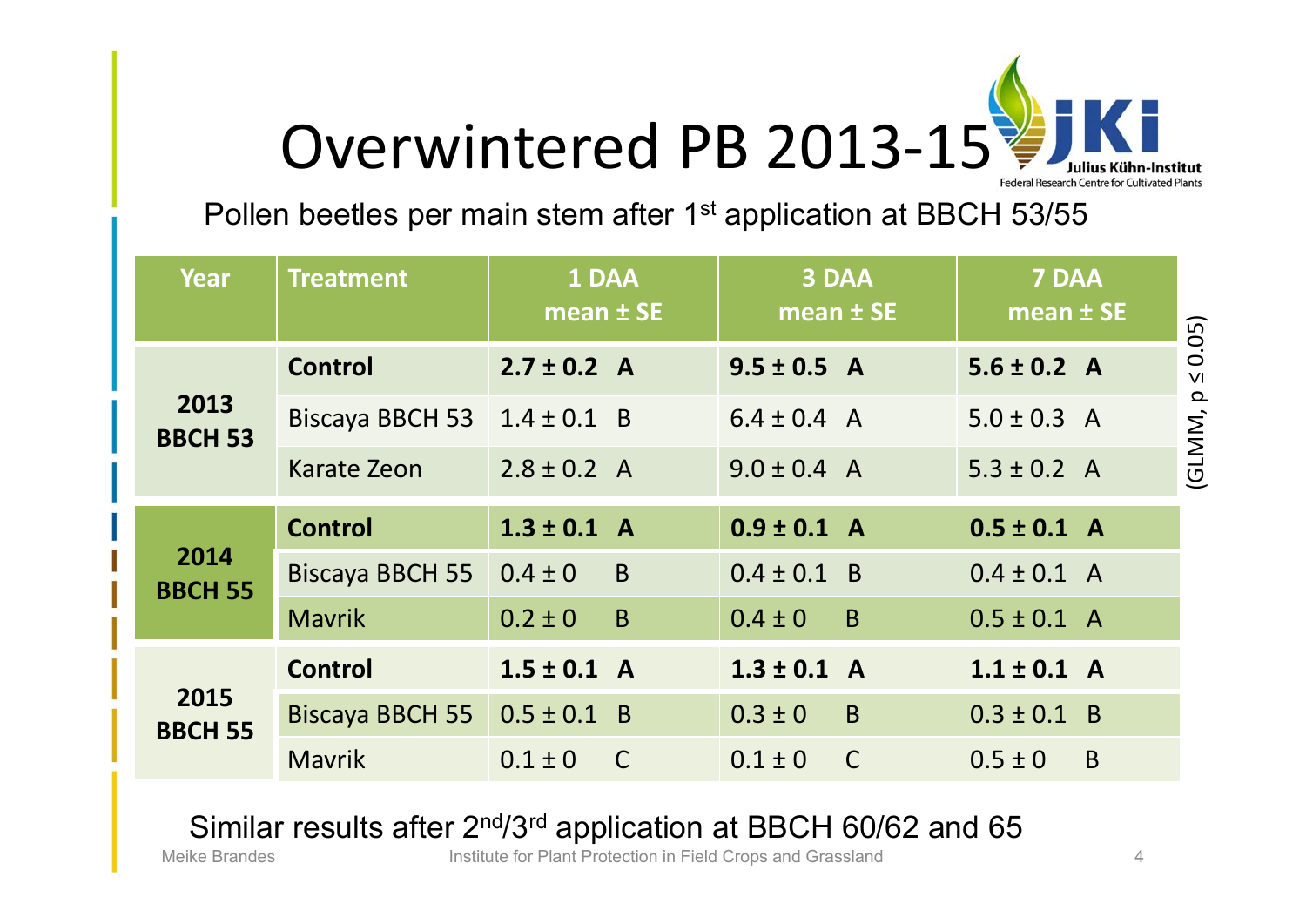# Overwintered PB 2013-15

Pollen beetles per main stem after 1st application at BBCH 53/55

| Year | Treatment | 1 DAA mean ± SE | 3 DAA mean ± SE | 7 DAA mean ± SE |
|---|---|---|---|---|
| **2013 BBCH 53** | **Control** | **2.7 ± 0.2 A** | **9.5 ± 0.5 A** | **5.6 ± 0.2 A** |
| | Biscaya BBCH 53 | 1.4 ± 0.1 B | 6.4 ± 0.4 A | 5.0 ± 0.3 A |
| | Karate Zeon | 2.8 ± 0.2 A | 9.0 ± 0.4 A | 5.3 ± 0.2 A |
| **2014 BBCH 55** | **Control** | **1.3 ± 0.1 A** | **0.9 ± 0.1 A** | **0.5 ± 0.1 A** |
| | Biscaya BBCH 55 | 0.4 ± 0 B | 0.4 ± 0.1 B | 0.4 ± 0.1 A |
| | Mavrik | 0.2 ± 0 B | 0.4 ± 0 B | 0.5 ± 0.1 A |
| **2015 BBCH 55** | **Control** | **1.5 ± 0.1 A** | **1.3 ± 0.1 A** | **1.1 ± 0.1 A** |
| | Biscaya BBCH 55 | 0.5 ± 0.1 B | 0.3 ± 0 B | 0.3 ± 0.1 B |
| | Mavrik | 0.1 ± 0 C | 0.1 ± 0 C | 0.5 ± 0 B |

(GLMM, $p \leq 0.05$)

Similar results after 2nd/3rd application at BBCH 60/62 and 65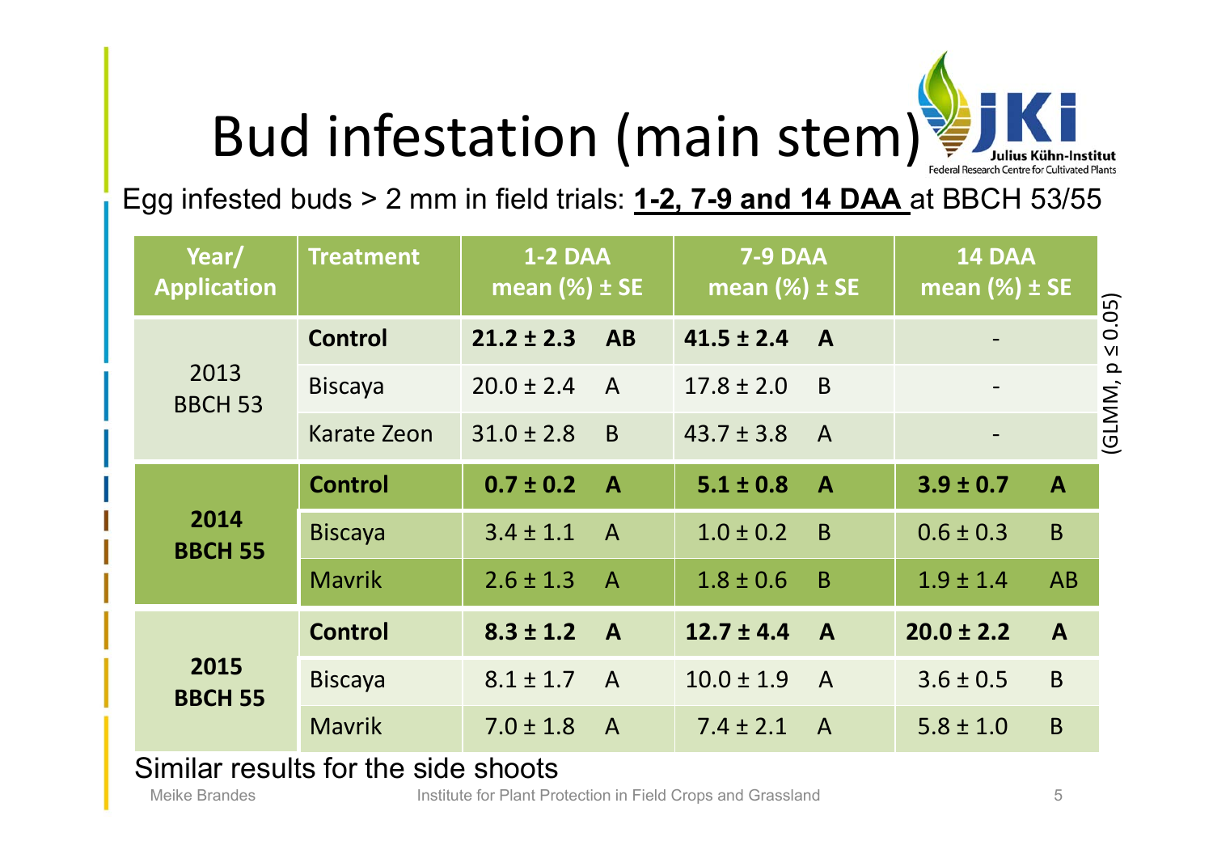# Bud infestation (main stem)

Egg infested buds > 2 mm in field trials: **1-2, 7-9 and 14 DAA** at BBCH 53/55

| Year/ Application | Treatment | 1-2 DAA mean (%) ± SE | | 7-9 DAA mean (%) ± SE | | 14 DAA mean (%) ± SE | |
|---|---|---|---|---|---|---|---|
| 2013 BBCH 53 | **Control** | **21.2 ± 2.3** | **AB** | **41.5 ± 2.4** | **A** | - | |
| | Biscaya | 20.0 ± 2.4 | A | 17.8 ± 2.0 | B | - | |
| | Karate Zeon | 31.0 ± 2.8 | B | 43.7 ± 3.8 | A | - | |
| **2014 BBCH 55** | **Control** | **0.7 ± 0.2** | **A** | **5.1 ± 0.8** | **A** | **3.9 ± 0.7** | **A** |
| | Biscaya | 3.4 ± 1.1 | A | 1.0 ± 0.2 | B | 0.6 ± 0.3 | B |
| | Mavrik | 2.6 ± 1.3 | A | 1.8 ± 0.6 | B | 1.9 ± 1.4 | AB |
| **2015 BBCH 55** | **Control** | **8.3 ± 1.2** | **A** | **12.7 ± 4.4** | **A** | **20.0 ± 2.2** | **A** |
| | Biscaya | 8.1 ± 1.7 | A | 10.0 ± 1.9 | A | 3.6 ± 0.5 | B |
| | Mavrik | 7.0 ± 1.8 | A | 7.4 ± 2.1 | A | 5.8 ± 1.0 | B |

(GLMM, $p \leq 0.05$)

Similar results for the side shoots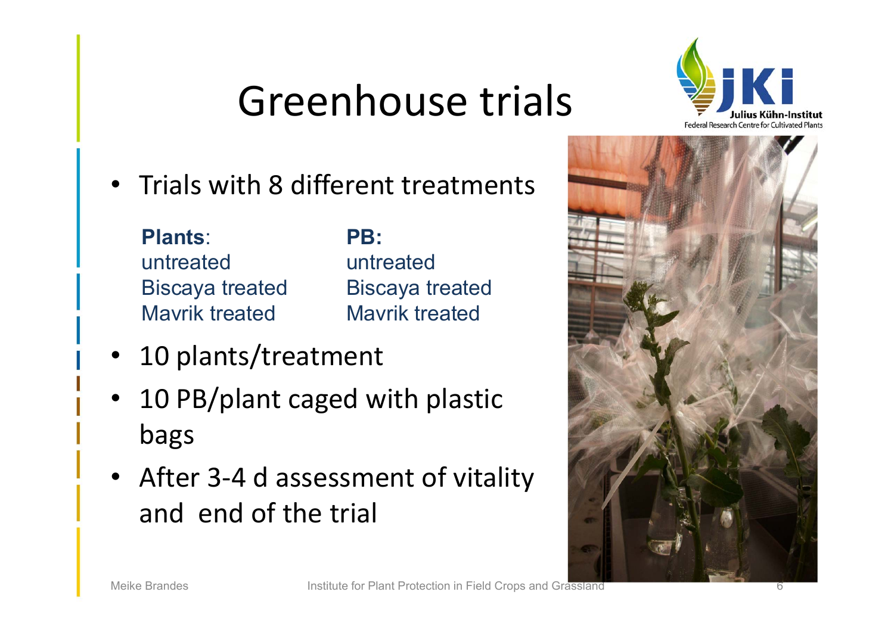# Greenhouse trials

- Trials with 8 different treatments

| **Plants**: | **PB:** |
|---|---|
| untreated | untreated |
| Biscaya treated | Biscaya treated |
| Mavrik treated | Mavrik treated |

- 10 plants/treatment
- 10 PB/plant caged with plastic bags
- After 3-4 d assessment of vitality and end of the trial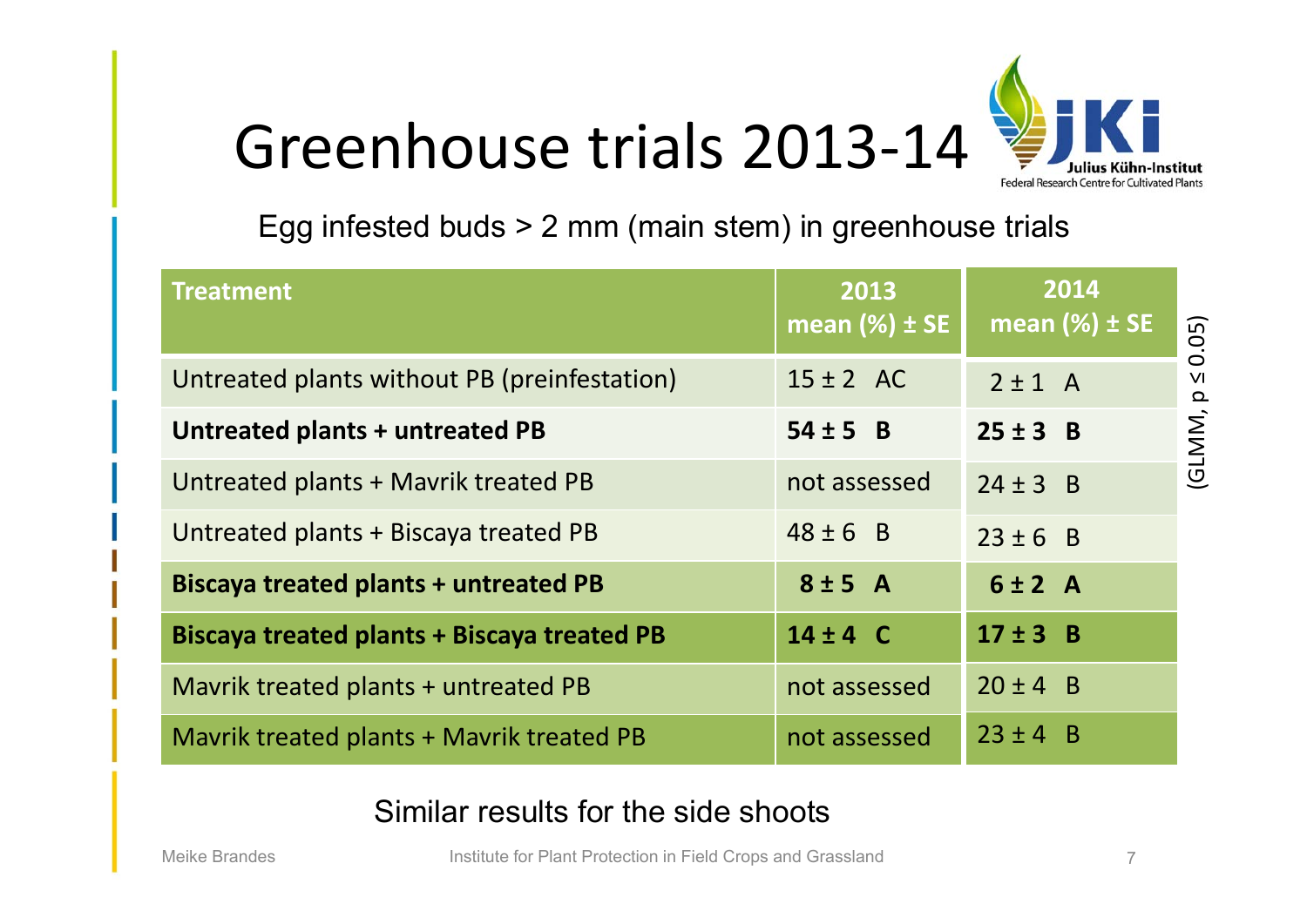# Greenhouse trials 2013-14

Egg infested buds > 2 mm (main stem) in greenhouse trials

| Treatment | 2013 mean (%) ± SE | 2014 mean (%) ± SE |
|---|---|---|
| Untreated plants without PB (preinfestation) | 15 ± 2 AC | 2 ± 1 A |
| **Untreated plants + untreated PB** | **54 ± 5 B** | **25 ± 3 B** |
| Untreated plants + Mavrik treated PB | not assessed | 24 ± 3 B |
| Untreated plants + Biscaya treated PB | 48 ± 6 B | 23 ± 6 B |
| **Biscaya treated plants + untreated PB** | **8 ± 5 A** | **6 ± 2 A** |
| **Biscaya treated plants + Biscaya treated PB** | **14 ± 4 C** | **17 ± 3 B** |
| Mavrik treated plants + untreated PB | not assessed | 20 ± 4 B |
| Mavrik treated plants + Mavrik treated PB | not assessed | 23 ± 4 B |

(GLMM, $p \leq 0.05$)

Similar results for the side shoots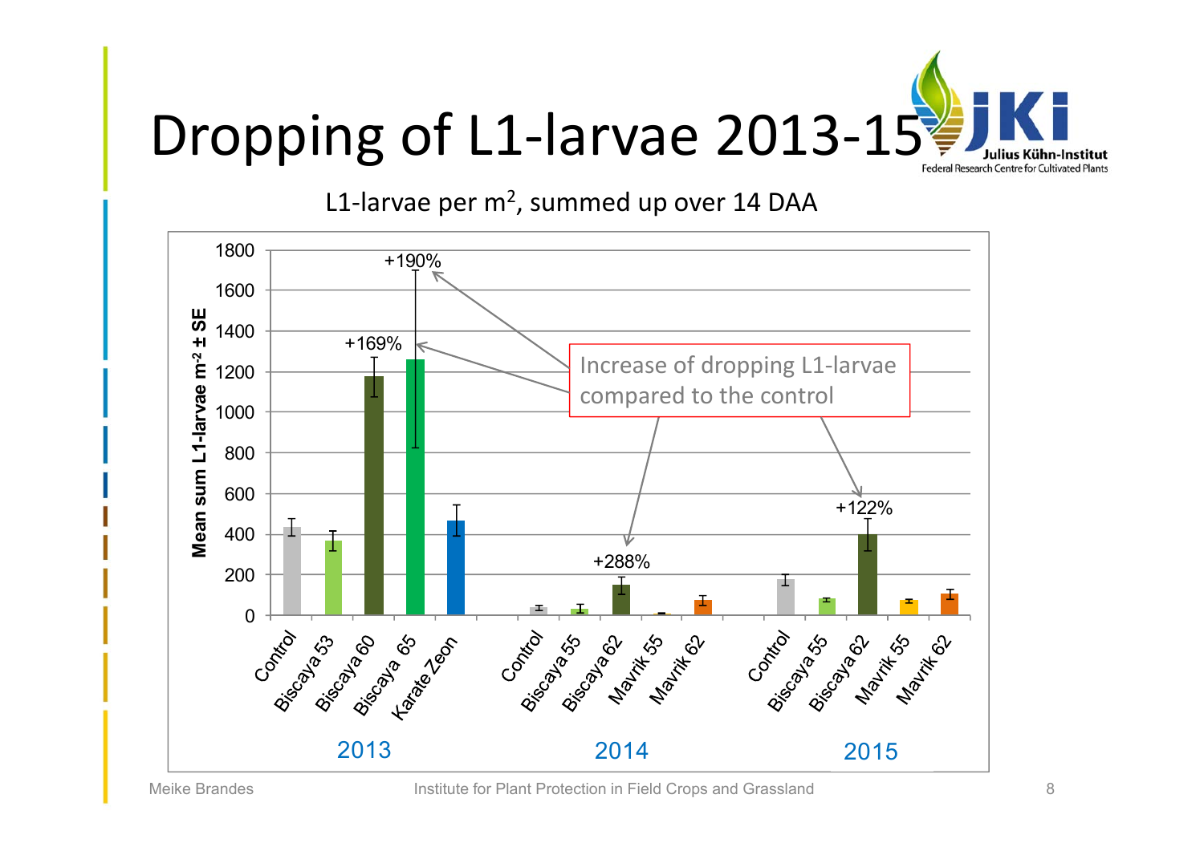# Dropping of L1-larvae 2013-15

L1-larvae per m$^2$, summed up over 14 DAA

Mean sum L1-larvae m$^{-2}$ ± SE

Increase of dropping L1-larvae compared to the control

| Year | Treatment | Increase compared to control |
|---|---|---|
| 2013 | Control | |
| 2013 | Biscaya 53 | |
| 2013 | Biscaya 60 | +169% |
| 2013 | Biscaya 65 | +190% |
| 2013 | Karate Zeon | |
| 2014 | Control | |
| 2014 | Biscaya 55 | |
| 2014 | Biscaya 62 | +288% |
| 2014 | Mavrik 55 | |
| 2014 | Mavrik 62 | |
| 2015 | Control | |
| 2015 | Biscaya 55 | |
| 2015 | Biscaya 62 | +122% |
| 2015 | Mavrik 55 | |
| 2015 | Mavrik 62 | |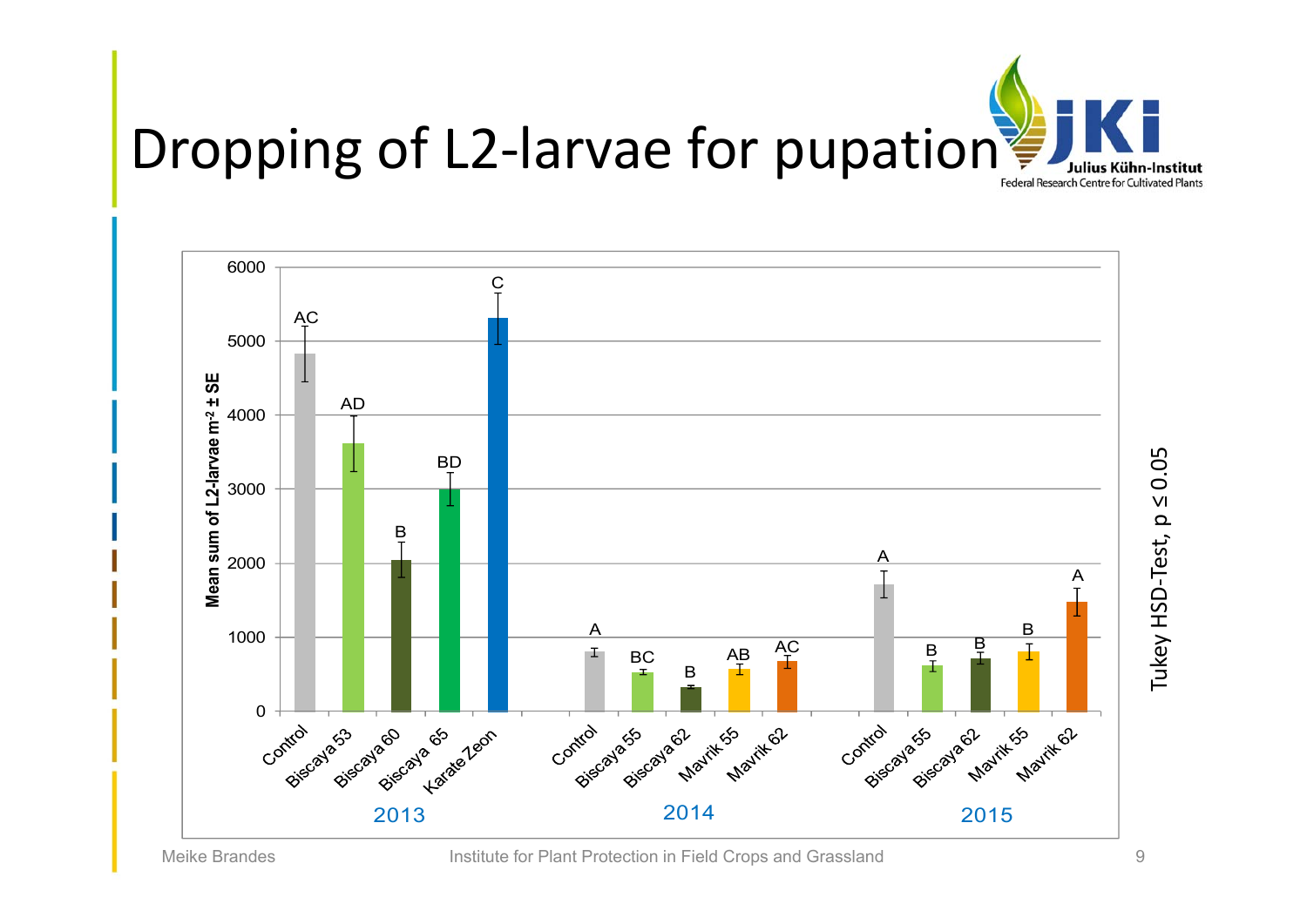# Dropping of L2-larvae for pupation

Mean sum of L2-larvae $m^{-2}$ ± SE

| Year | Treatment | Tukey group |
|---|---|---|
| 2013 | Control | AC |
| 2013 | Biscaya 53 | AD |
| 2013 | Biscaya 60 | B |
| 2013 | Biscaya 65 | BD |
| 2013 | Karate Zeon | C |
| 2014 | Control | A |
| 2014 | Biscaya 55 | BC |
| 2014 | Biscaya 62 | B |
| 2014 | Mavrik 55 | AB |
| 2014 | Mavrik 62 | AC |
| 2015 | Control | A |
| 2015 | Biscaya 55 | B |
| 2015 | Biscaya 62 | B |
| 2015 | Mavrik 55 | B |
| 2015 | Mavrik 62 | A |

Tukey HSD-Test, $p \leq 0.05$

Meike Brandes — Institute for Plant Protection in Field Crops and Grassland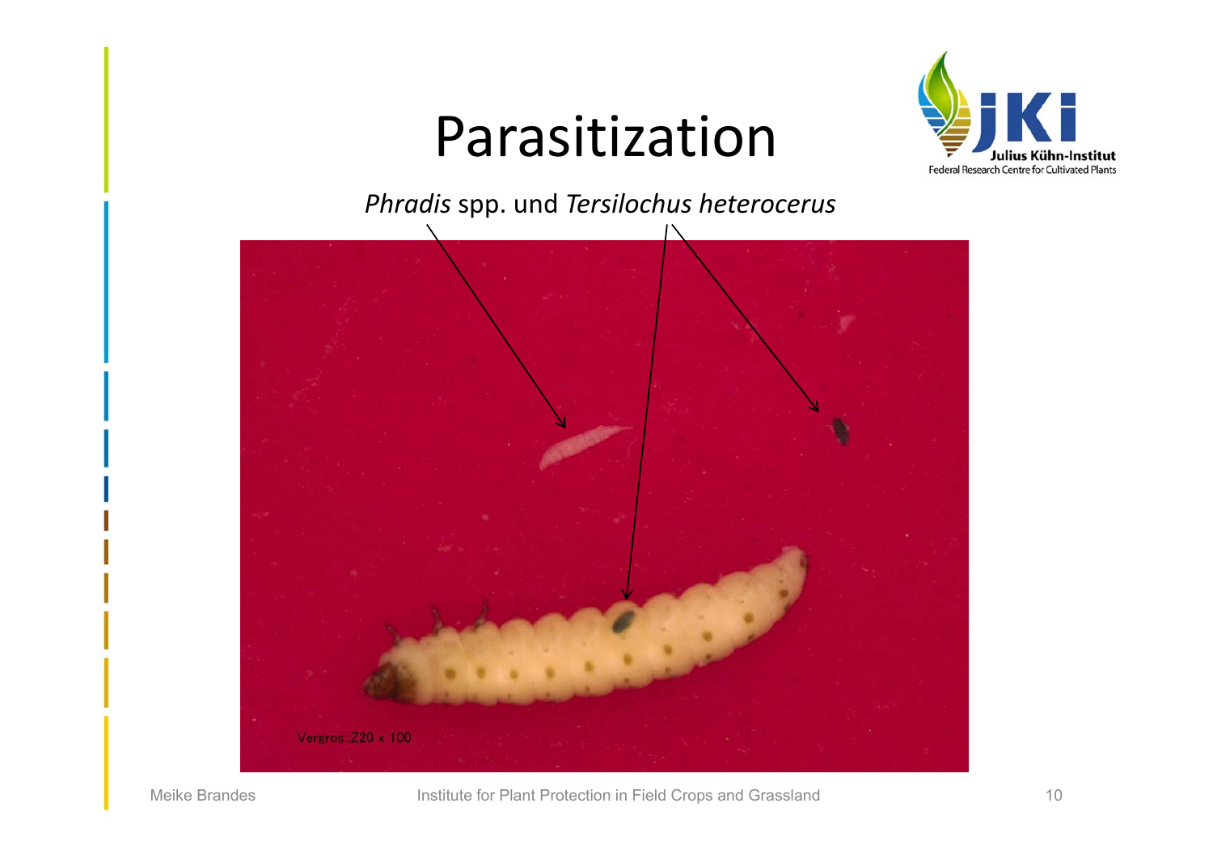# Parasitization

*Phradis* spp. und *Tersilochus heterocerus*

Vergros.:Z20 x 100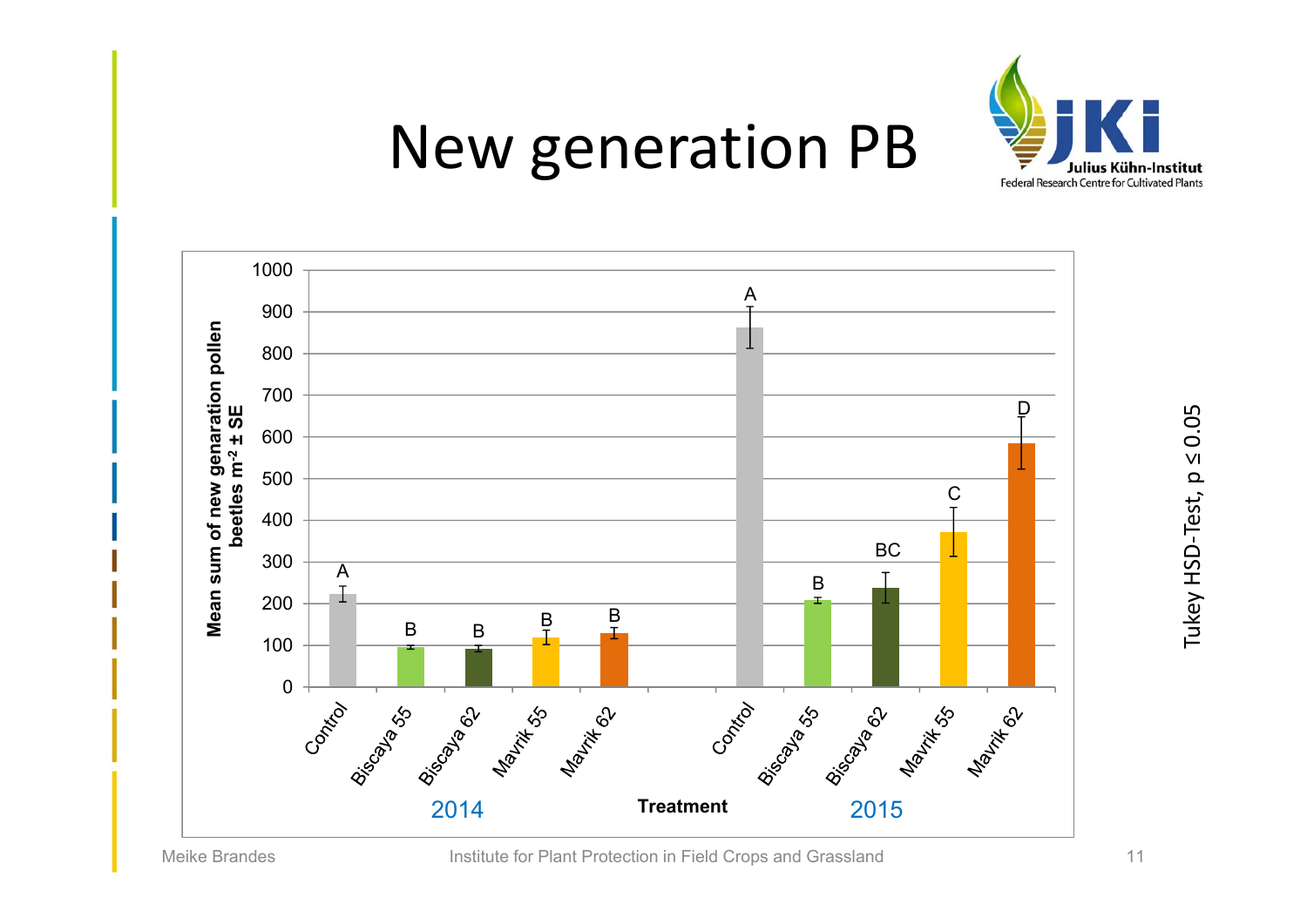# New generation PB

Tukey HSD-Test, $p \leq 0.05$

| Year | Treatment | Significance group |
|---|---|---|
| 2014 | Control | A |
| 2014 | Biscaya 55 | B |
| 2014 | Biscaya 62 | B |
| 2014 | Mavrik 55 | B |
| 2014 | Mavrik 62 | B |
| 2015 | Control | A |
| 2015 | Biscaya 55 | B |
| 2015 | Biscaya 62 | BC |
| 2015 | Mavrik 55 | C |
| 2015 | Mavrik 62 | D |

Y-axis: Mean sum of new genaration pollen beetles $m^{-2}$ ± SE (0–1000)

X-axis: Treatment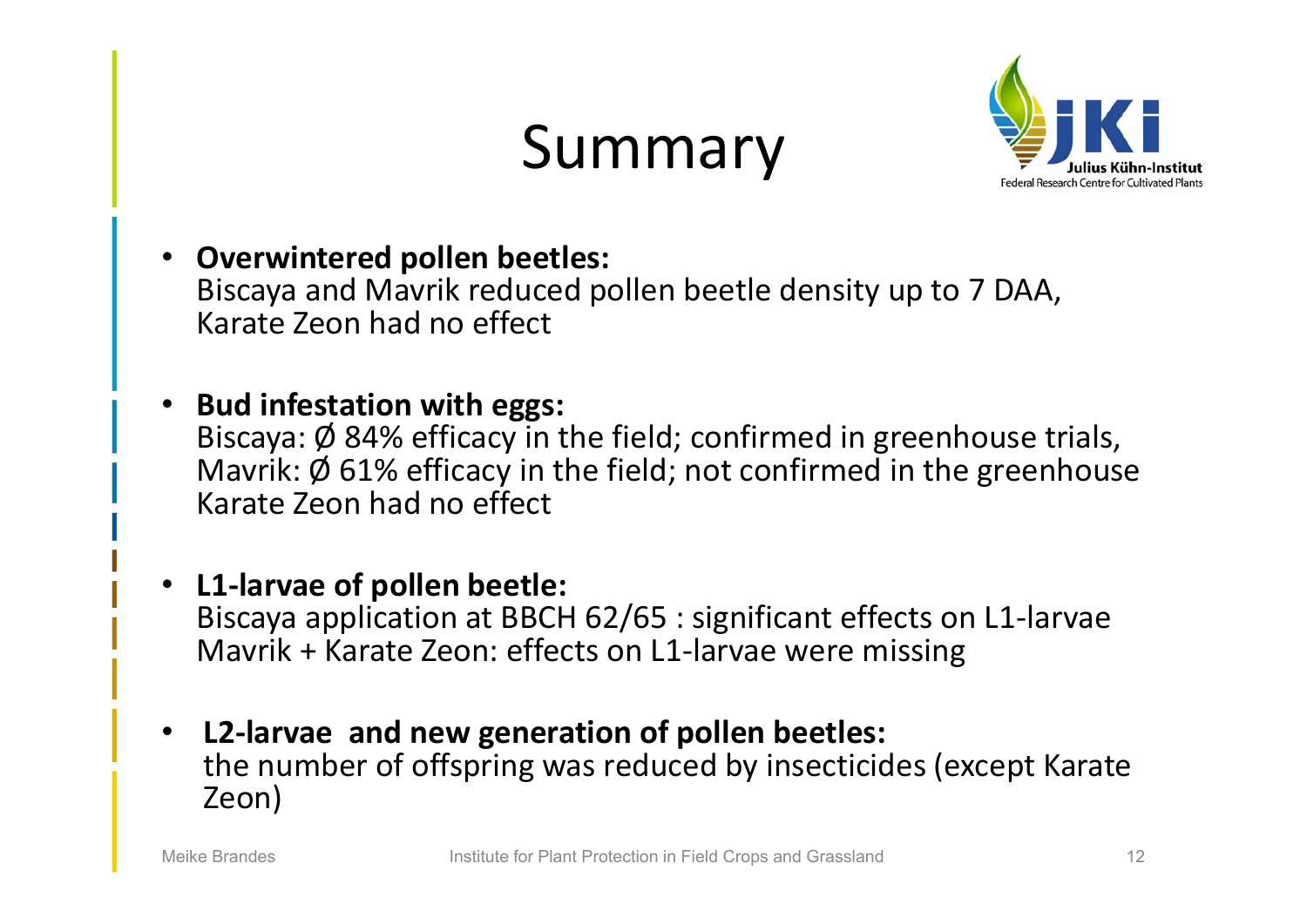# Summary

- **Overwintered pollen beetles:**
  Biscaya and Mavrik reduced pollen beetle density up to 7 DAA, Karate Zeon had no effect

- **Bud infestation with eggs:**
  Biscaya: Ø 84% efficacy in the field; confirmed in greenhouse trials,
  Mavrik: Ø 61% efficacy in the field; not confirmed in the greenhouse
  Karate Zeon had no effect

- **L1-larvae of pollen beetle:**
  Biscaya application at BBCH 62/65 : significant effects on L1-larvae
  Mavrik + Karate Zeon: effects on L1-larvae were missing

- **L2-larvae and new generation of pollen beetles:**
  the number of offspring was reduced by insecticides (except Karate Zeon)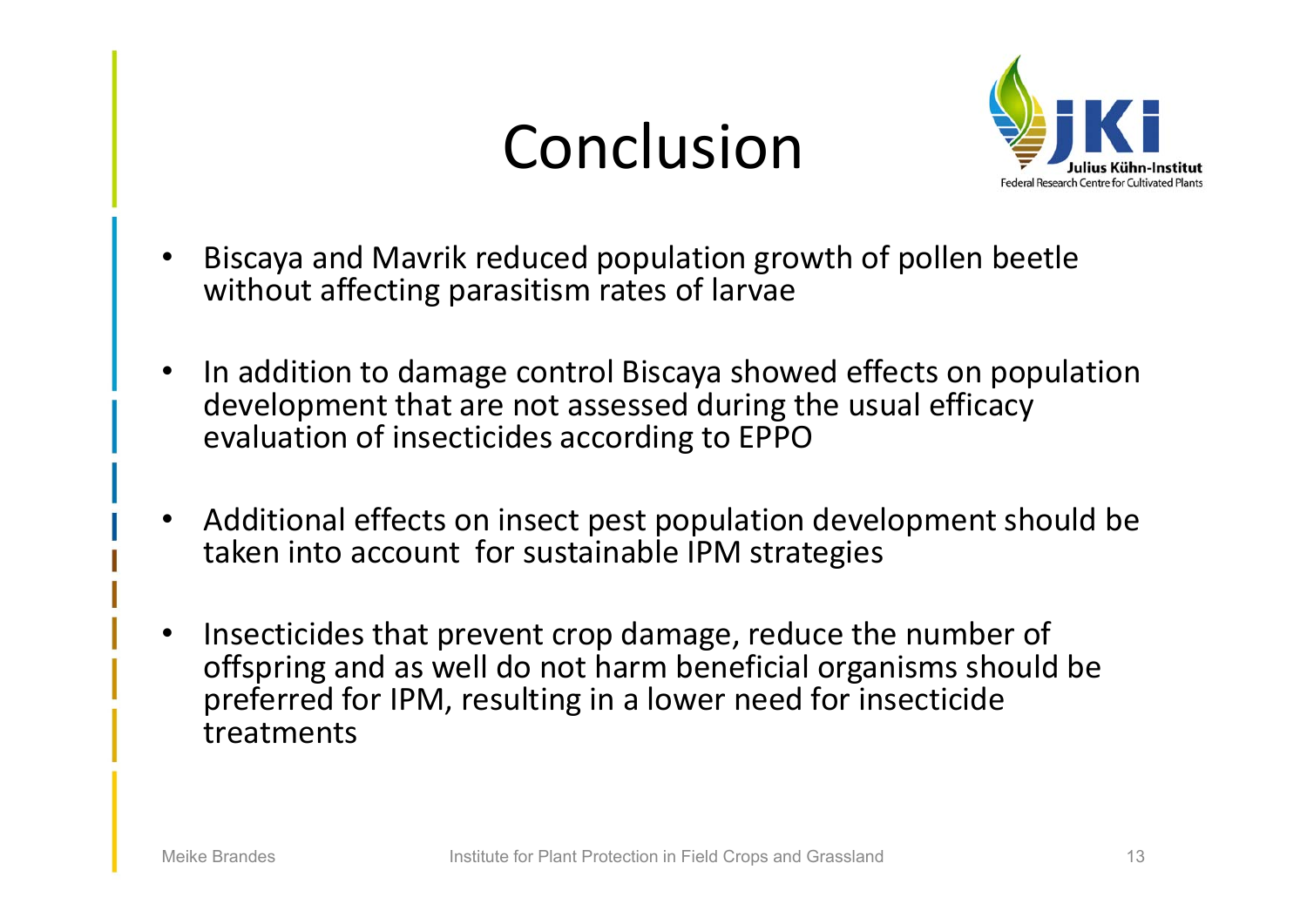# Conclusion

- Biscaya and Mavrik reduced population growth of pollen beetle without affecting parasitism rates of larvae
- In addition to damage control Biscaya showed effects on population development that are not assessed during the usual efficacy evaluation of insecticides according to EPPO
- Additional effects on insect pest population development should be taken into account for sustainable IPM strategies
- Insecticides that prevent crop damage, reduce the number of offspring and as well do not harm beneficial organisms should be preferred for IPM, resulting in a lower need for insecticide treatments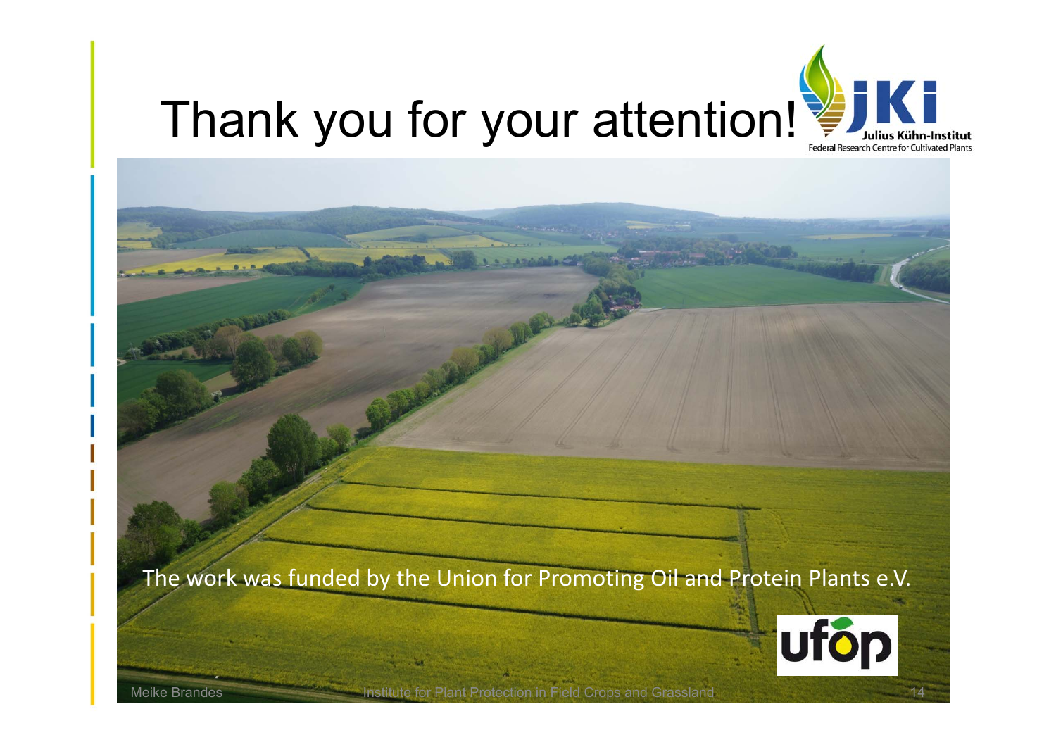# Thank you for your attention!

The work was funded by the Union for Promoting Oil and Protein Plants e.V.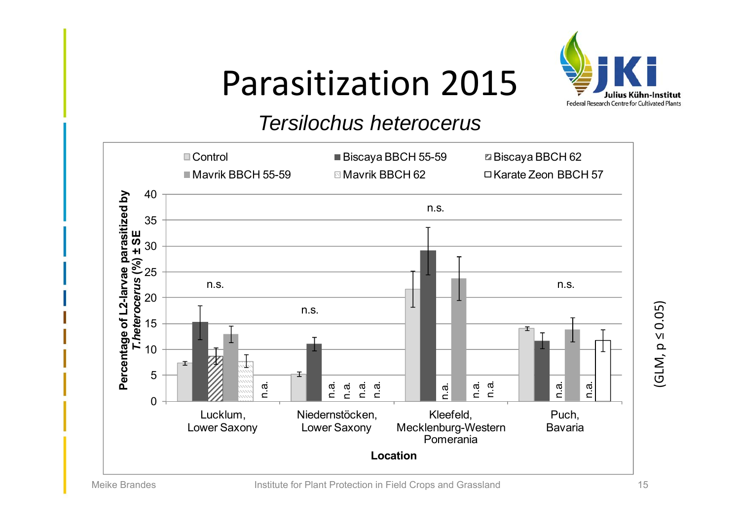# Parasitization 2015

*Tersilochus heterocerus*

Legend: Control; Biscaya BBCH 55-59; Biscaya BBCH 62; Mavrik BBCH 55-59; Mavrik BBCH 62; Karate Zeon BBCH 57

Y-axis: Percentage of L2-larvae parasitized by *T.heterocerus* (%) ± SE

X-axis: Location

Locations: Lucklum, Lower Saxony (n.s.); Niederstöcken, Lower Saxony (n.s.); Kleefeld, Mecklenburg-Western Pomerania (n.s.); Puch, Bavaria (n.s.)

n.a. = not applied

(GLM, $p \leq 0.05$)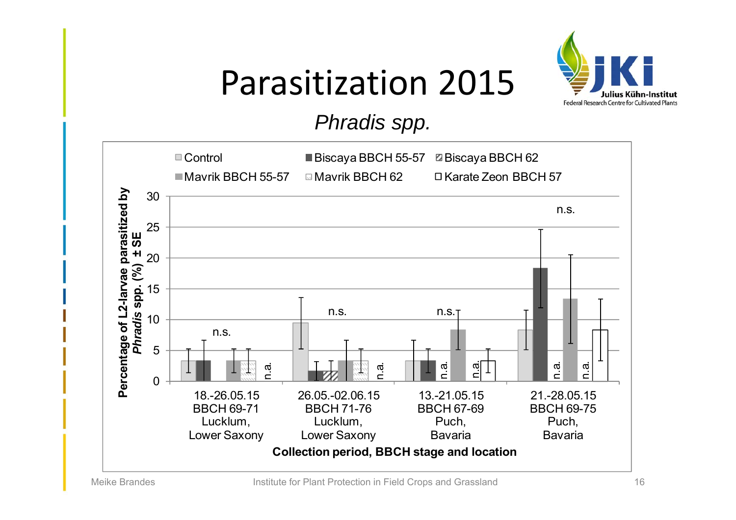# Parasitization 2015

*Phradis spp.*

Control
Biscaya BBCH 55-57
Biscaya BBCH 62
Mavrik BBCH 55-57
Mavrik BBCH 62
Karate Zeon BBCH 57

Percentage of L2-larvae parasitized by *Phradis* spp. (%) ± SE

30
25
20
15
10
5
0

n.s.
n.s.
n.s.
n.s.

n.a.
n.a.
n.a.
n.a.
n.a.
n.a.

18.-26.05.15
BBCH 69-71
Lucklum,
Lower Saxony

26.05.-02.06.15
BBCH 71-76
Lucklum,
Lower Saxony

13.-21.05.15
BBCH 67-69
Puch,
Bavaria

21.-28.05.15
BBCH 69-75
Puch,
Bavaria

**Collection period, BBCH stage and location**

Meike Brandes — Institute for Plant Protection in Field Crops and Grassland